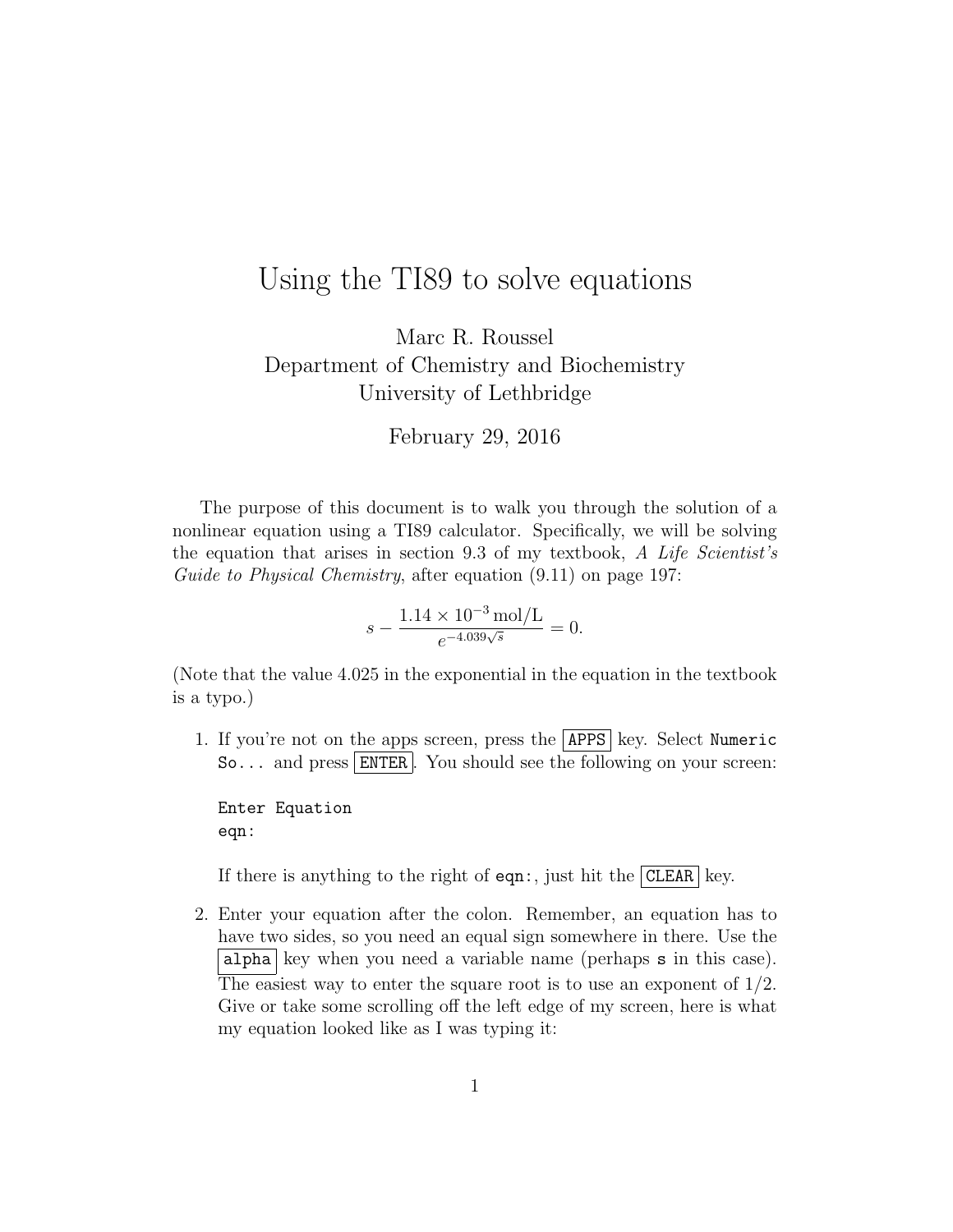# Using the TI89 to solve equations

Marc R. Roussel
Department of Chemistry and Biochemistry
University of Lethbridge

February 29, 2016

The purpose of this document is to walk you through the solution of a nonlinear equation using a TI89 calculator. Specifically, we will be solving the equation that arises in section 9.3 of my textbook, *A Life Scientist's Guide to Physical Chemistry*, after equation (9.11) on page 197:

$$s - \frac{1.14 \times 10^{-3}\,\text{mol/L}}{e^{-4.039\sqrt{s}}} = 0.$$

(Note that the value 4.025 in the exponential in the equation in the textbook is a typo.)

1. If you're not on the apps screen, press the `APPS` key. Select `Numeric So...` and press `ENTER`. You should see the following on your screen:

   ```
   Enter Equation
   eqn:
   ```

   If there is anything to the right of `eqn:`, just hit the `CLEAR` key.

2. Enter your equation after the colon. Remember, an equation has to have two sides, so you need an equal sign somewhere in there. Use the `alpha` key when you need a variable name (perhaps `s` in this case). The easiest way to enter the square root is to use an exponent of 1/2. Give or take some scrolling off the left edge of my screen, here is what my equation looked like as I was typing it: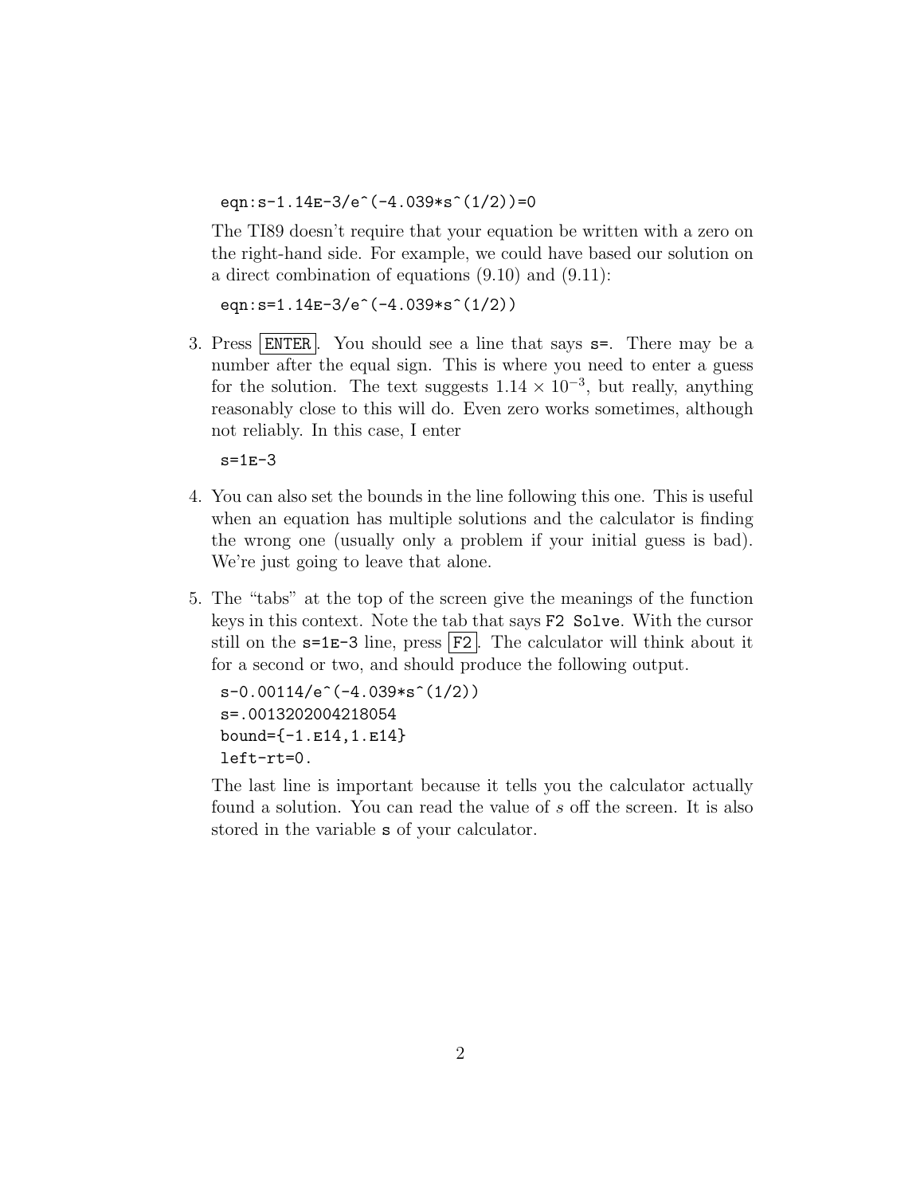```
eqn:s-1.14E-3/e^(-4.039*s^(1/2))=0
```

The TI89 doesn't require that your equation be written with a zero on the right-hand side. For example, we could have based our solution on a direct combination of equations (9.10) and (9.11):

```
eqn:s=1.14E-3/e^(-4.039*s^(1/2))
```

3. Press ENTER. You should see a line that says `s=`. There may be a number after the equal sign. This is where you need to enter a guess for the solution. The text suggests $1.14 \times 10^{-3}$, but really, anything reasonably close to this will do. Even zero works sometimes, although not reliably. In this case, I enter

   ```
   s=1E-3
   ```

4. You can also set the bounds in the line following this one. This is useful when an equation has multiple solutions and the calculator is finding the wrong one (usually only a problem if your initial guess is bad). We're just going to leave that alone.

5. The "tabs" at the top of the screen give the meanings of the function keys in this context. Note the tab that says `F2 Solve`. With the cursor still on the `s=1E-3` line, press F2. The calculator will think about it for a second or two, and should produce the following output.

   ```
   s-0.00114/e^(-4.039*s^(1/2))
   s=.0013202004218054
   bound={-1.E14,1.E14}
   left-rt=0.
   ```

   The last line is important because it tells you the calculator actually found a solution. You can read the value of $s$ off the screen. It is also stored in the variable `s` of your calculator.